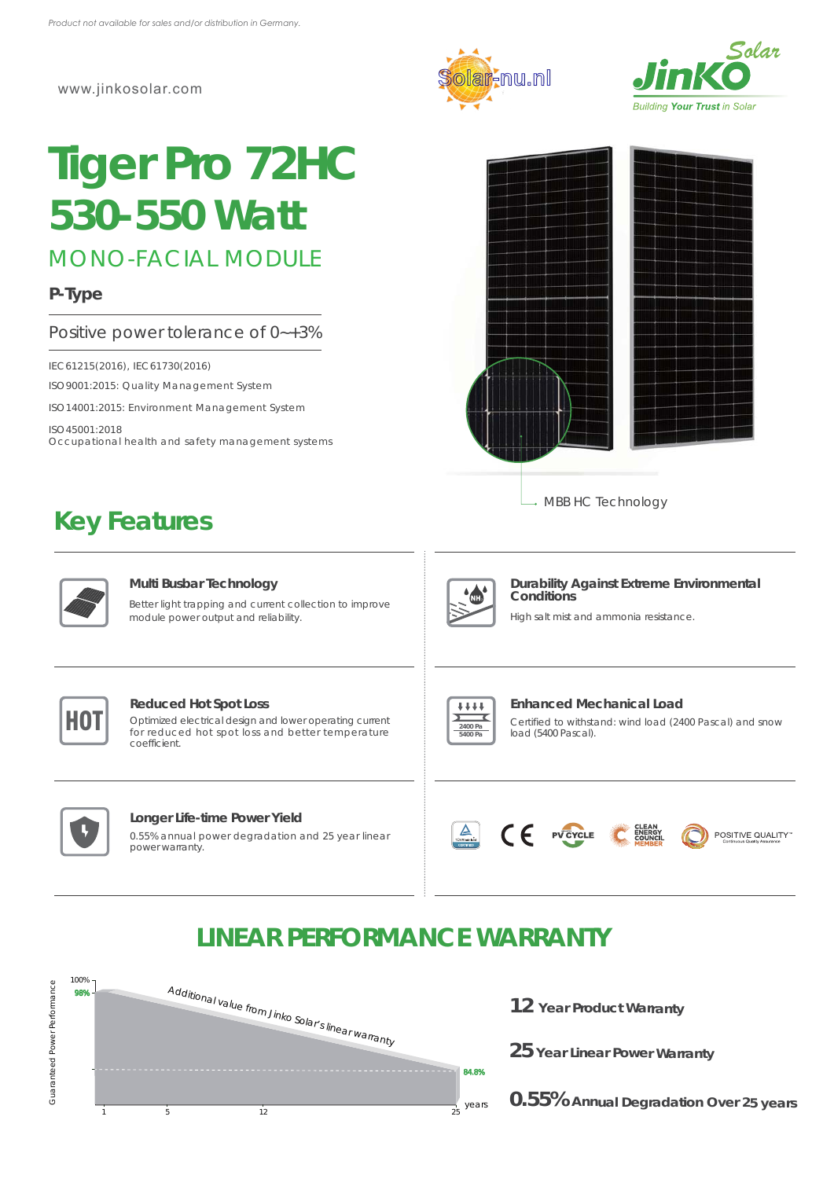*Product not available for sales and/or distribution in Germany.*

www.jinkosolar.com

Solar-nu.nl

JinKO Solar — Building Your Trust in Solar

# Tiger Pro 72HC 530-550 Watt

## MONO-FACIAL MODULE

**P-Type**

Positive power tolerance of 0~+3%

IEC61215(2016), IEC61730(2016)

ISO9001:2015: Quality Management System

ISO14001:2015: Environment Management System

ISO45001:2018
Occupational health and safety management systems

MBB HC Technology

## Key Features

### Multi Busbar Technology

Better light trapping and current collection to improve module power output and reliability.

### Durability Against Extreme Environmental Conditions

High salt mist and ammonia resistance.

### Reduced Hot Spot Loss

Optimized electrical design and lower operating current for reduced hot spot loss and better temperature coefficient.

### Enhanced Mechanical Load

Certified to withstand: wind load (2400 Pascal) and snow load (5400 Pascal).

### Longer Life-time Power Yield

0.55% annual power degradation and 25 year linear power warranty.

CE · PV CYCLE · CLEAN ENERGY COUNCIL MEMBER · POSITIVE QUALITY

## LINEAR PERFORMANCE WARRANTY

Guaranteed Power Performance: 100%, 98% (year 1) to 84.8% (year 25); years 1, 5, 12, 25

Additional value from Jinko Solar's linear warranty

**12** Year Product Warranty

**25** Year Linear Power Warranty

**0.55%** Annual Degradation Over 25 years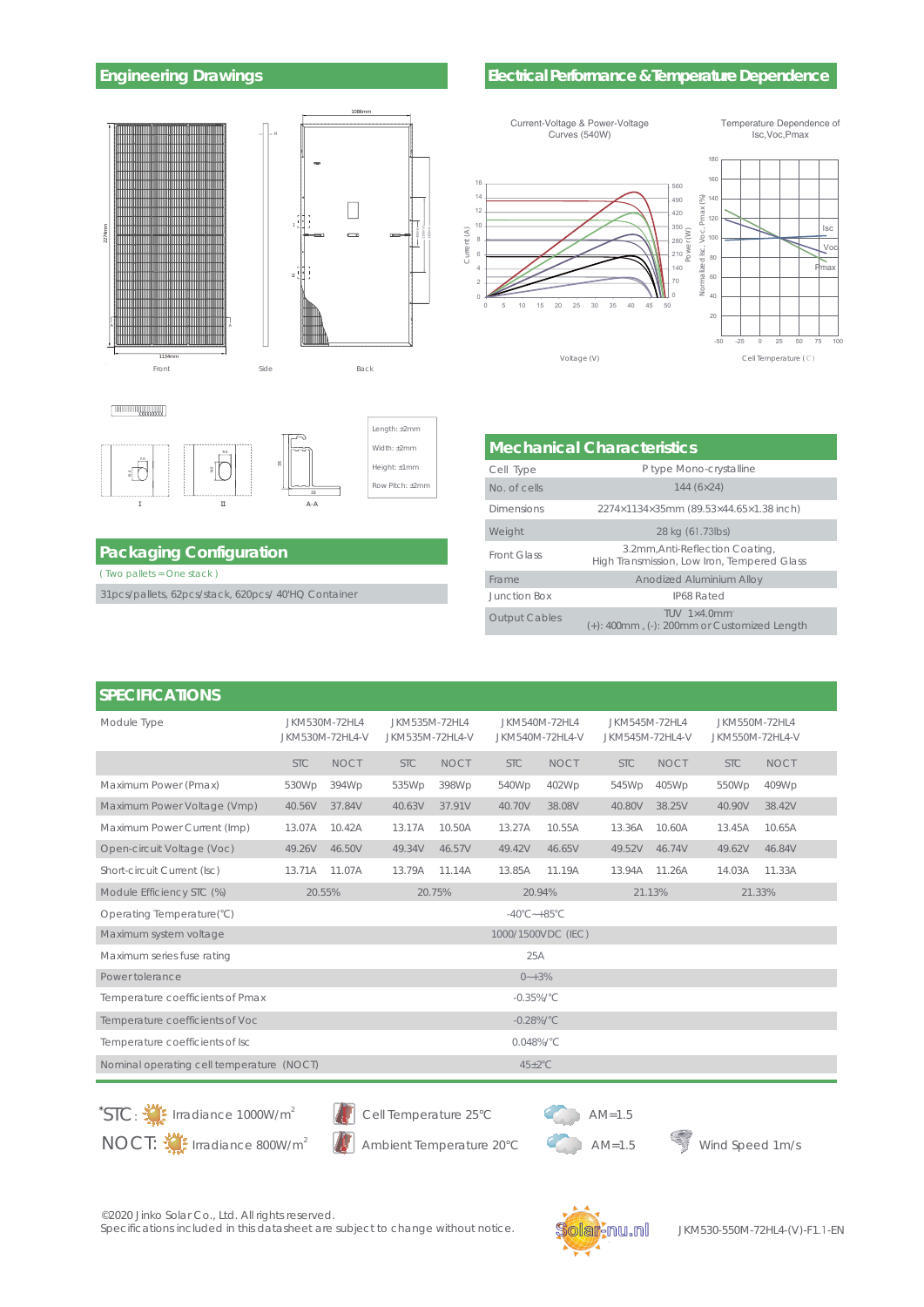## Engineering Drawings

1086mm

2274mm

1134mm

Front

Side

Back

I

II

A-A

Length: ±2mm

Width: ±2mm

Height: ±1mm

Row Pitch: ±2mm

## Electrical Performance & Temperature Dependence

Current-Voltage & Power-Voltage Curves (540W)

Current (A)

Power (W)

Voltage (V)

Temperature Dependence of Isc,Voc,Pmax

Normalized Isc, Voc, Pmax (%)

Isc

Voc

Pmax

Cell Temperature (℃)

## Packaging Configuration

( Two pallets = One stack )

31pcs/pallets, 62pcs/stack, 620pcs/ 40'HQ Container

## Mechanical Characteristics

| | |
|---|---|
| Cell Type | P type Mono-crystalline |
| No. of cells | 144 (6×24) |
| Dimensions | 2274×1134×35mm (89.53×44.65×1.38 inch) |
| Weight | 28 kg (61.73lbs) |
| Front Glass | 3.2mm,Anti-Reflection Coating, High Transmission, Low Iron, Tempered Glass |
| Frame | Anodized Aluminium Alloy |
| Junction Box | IP68 Rated |
| Output Cables | TUV 1×4.0mm² (+): 400mm , (-): 200mm or Customized Length |

## SPECIFICATIONS

| Module Type | JKM530M-72HL4 JKM530M-72HL4-V | | JKM535M-72HL4 JKM535M-72HL4-V | | JKM540M-72HL4 JKM540M-72HL4-V | | JKM545M-72HL4 JKM545M-72HL4-V | | JKM550M-72HL4 JKM550M-72HL4-V | |
|---|---|---|---|---|---|---|---|---|---|---|
| | STC | NOCT | STC | NOCT | STC | NOCT | STC | NOCT | STC | NOCT |
| Maximum Power (Pmax) | 530Wp | 394Wp | 535Wp | 398Wp | 540Wp | 402Wp | 545Wp | 405Wp | 550Wp | 409Wp |
| Maximum Power Voltage (Vmp) | 40.56V | 37.84V | 40.63V | 37.91V | 40.70V | 38.08V | 40.80V | 38.25V | 40.90V | 38.42V |
| Maximum Power Current (Imp) | 13.07A | 10.42A | 13.17A | 10.50A | 13.27A | 10.55A | 13.36A | 10.60A | 13.45A | 10.65A |
| Open-circuit Voltage (Voc) | 49.26V | 46.50V | 49.34V | 46.57V | 49.42V | 46.65V | 49.52V | 46.74V | 49.62V | 46.84V |
| Short-circuit Current (Isc) | 13.71A | 11.07A | 13.79A | 11.14A | 13.85A | 11.19A | 13.94A | 11.26A | 14.03A | 11.33A |
| Module Efficiency STC (%) | 20.55% | | 20.75% | | 20.94% | | 21.13% | | 21.33% | |
| Operating Temperature(℃) | -40℃~+85℃ | | | | | | | | | |
| Maximum system voltage | 1000/1500VDC (IEC) | | | | | | | | | |
| Maximum series fuse rating | 25A | | | | | | | | | |
| Power tolerance | 0~+3% | | | | | | | | | |
| Temperature coefficients of Pmax | -0.35%/℃ | | | | | | | | | |
| Temperature coefficients of Voc | -0.28%/℃ | | | | | | | | | |
| Temperature coefficients of Isc | 0.048%/℃ | | | | | | | | | |
| Nominal operating cell temperature (NOCT) | 45±2℃ | | | | | | | | | |

*STC: Irradiance 1000W/m² Cell Temperature 25℃ AM=1.5

NOCT: Irradiance 800W/m² Ambient Temperature 20℃ AM=1.5 Wind Speed 1m/s

©2020 Jinko Solar Co., Ltd. All rights reserved.
Specifications included in this datasheet are subject to change without notice.

JKM530-550M-72HL4-(V)-F1.1-EN